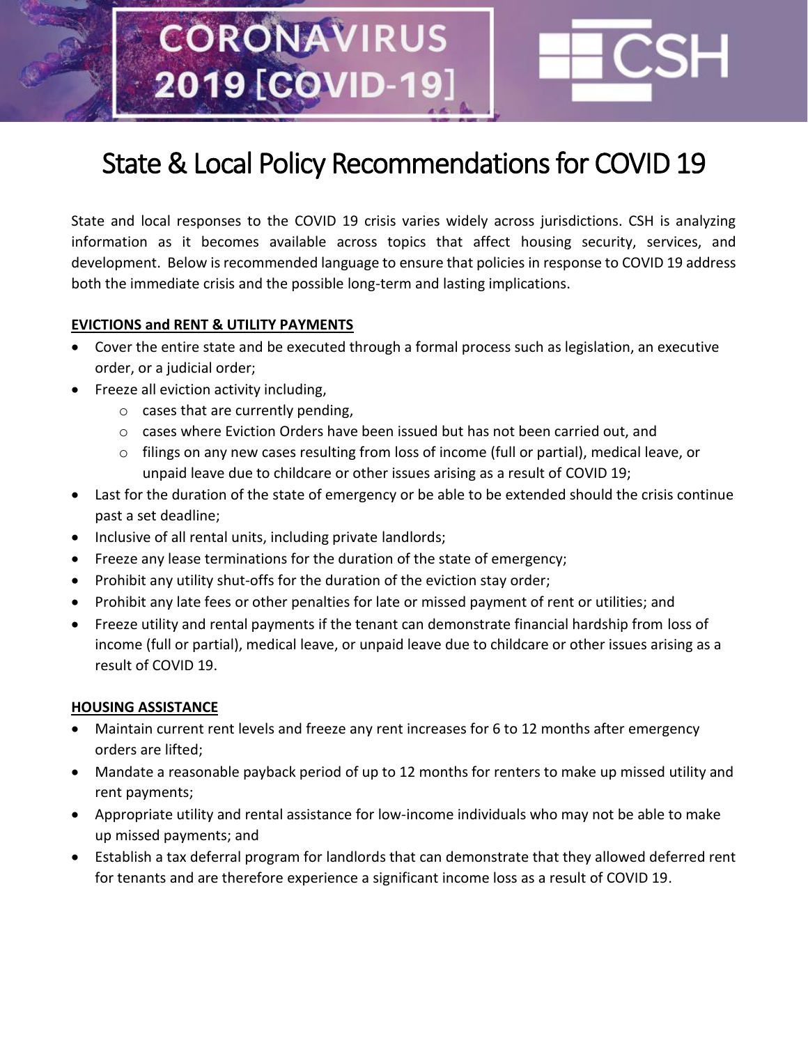# State & Local Policy Recommendations for COVID 19

State and local responses to the COVID 19 crisis varies widely across jurisdictions. CSH is analyzing information as it becomes available across topics that affect housing security, services, and development. Below is recommended language to ensure that policies in response to COVID 19 address both the immediate crisis and the possible long-term and lasting implications.

**EVICTIONS and RENT & UTILITY PAYMENTS**

- Cover the entire state and be executed through a formal process such as legislation, an executive order, or a judicial order;
- Freeze all eviction activity including,
  - cases that are currently pending,
  - cases where Eviction Orders have been issued but has not been carried out, and
  - filings on any new cases resulting from loss of income (full or partial), medical leave, or unpaid leave due to childcare or other issues arising as a result of COVID 19;
- Last for the duration of the state of emergency or be able to be extended should the crisis continue past a set deadline;
- Inclusive of all rental units, including private landlords;
- Freeze any lease terminations for the duration of the state of emergency;
- Prohibit any utility shut-offs for the duration of the eviction stay order;
- Prohibit any late fees or other penalties for late or missed payment of rent or utilities; and
- Freeze utility and rental payments if the tenant can demonstrate financial hardship from loss of income (full or partial), medical leave, or unpaid leave due to childcare or other issues arising as a result of COVID 19.

**HOUSING ASSISTANCE**

- Maintain current rent levels and freeze any rent increases for 6 to 12 months after emergency orders are lifted;
- Mandate a reasonable payback period of up to 12 months for renters to make up missed utility and rent payments;
- Appropriate utility and rental assistance for low-income individuals who may not be able to make up missed payments; and
- Establish a tax deferral program for landlords that can demonstrate that they allowed deferred rent for tenants and are therefore experience a significant income loss as a result of COVID 19.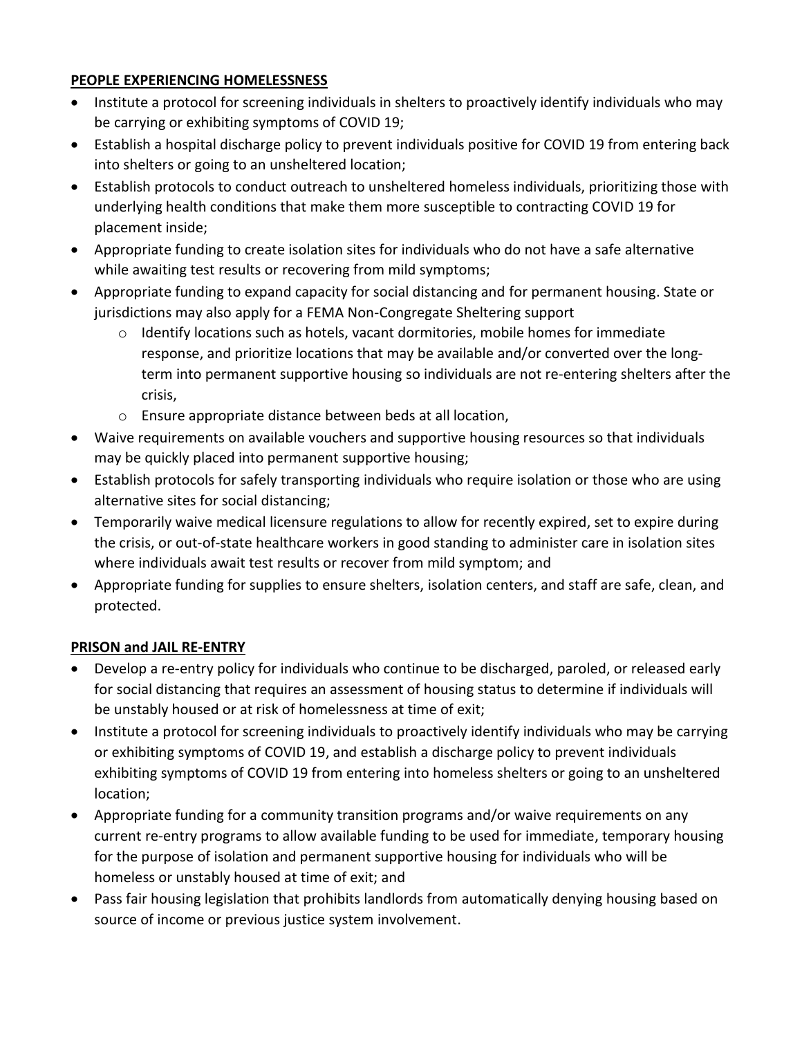**PEOPLE EXPERIENCING HOMELESSNESS**

- Institute a protocol for screening individuals in shelters to proactively identify individuals who may be carrying or exhibiting symptoms of COVID 19;
- Establish a hospital discharge policy to prevent individuals positive for COVID 19 from entering back into shelters or going to an unsheltered location;
- Establish protocols to conduct outreach to unsheltered homeless individuals, prioritizing those with underlying health conditions that make them more susceptible to contracting COVID 19 for placement inside;
- Appropriate funding to create isolation sites for individuals who do not have a safe alternative while awaiting test results or recovering from mild symptoms;
- Appropriate funding to expand capacity for social distancing and for permanent housing. State or jurisdictions may also apply for a FEMA Non-Congregate Sheltering support
    - Identify locations such as hotels, vacant dormitories, mobile homes for immediate response, and prioritize locations that may be available and/or converted over the long-term into permanent supportive housing so individuals are not re-entering shelters after the crisis,
    - Ensure appropriate distance between beds at all location,
- Waive requirements on available vouchers and supportive housing resources so that individuals may be quickly placed into permanent supportive housing;
- Establish protocols for safely transporting individuals who require isolation or those who are using alternative sites for social distancing;
- Temporarily waive medical licensure regulations to allow for recently expired, set to expire during the crisis, or out-of-state healthcare workers in good standing to administer care in isolation sites where individuals await test results or recover from mild symptom; and
- Appropriate funding for supplies to ensure shelters, isolation centers, and staff are safe, clean, and protected.

**PRISON and JAIL RE-ENTRY**

- Develop a re-entry policy for individuals who continue to be discharged, paroled, or released early for social distancing that requires an assessment of housing status to determine if individuals will be unstably housed or at risk of homelessness at time of exit;
- Institute a protocol for screening individuals to proactively identify individuals who may be carrying or exhibiting symptoms of COVID 19, and establish a discharge policy to prevent individuals exhibiting symptoms of COVID 19 from entering into homeless shelters or going to an unsheltered location;
- Appropriate funding for a community transition programs and/or waive requirements on any current re-entry programs to allow available funding to be used for immediate, temporary housing for the purpose of isolation and permanent supportive housing for individuals who will be homeless or unstably housed at time of exit; and
- Pass fair housing legislation that prohibits landlords from automatically denying housing based on source of income or previous justice system involvement.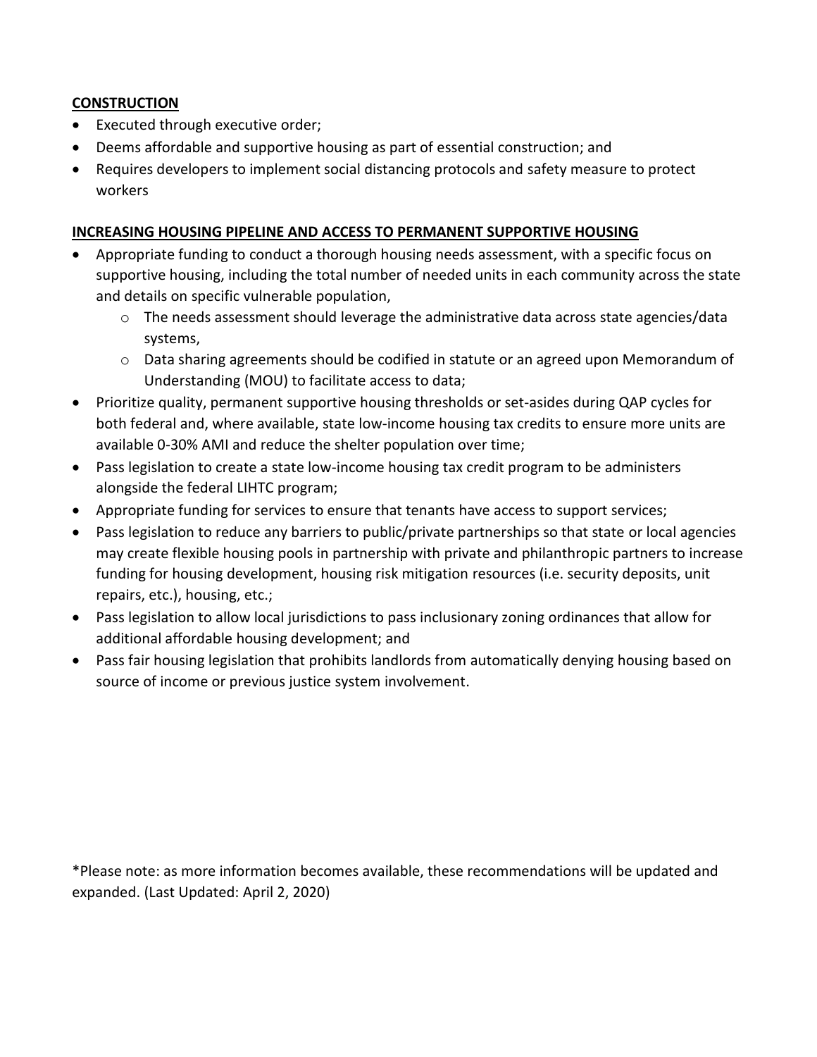**CONSTRUCTION**

- Executed through executive order;
- Deems affordable and supportive housing as part of essential construction; and
- Requires developers to implement social distancing protocols and safety measure to protect workers

**INCREASING HOUSING PIPELINE AND ACCESS TO PERMANENT SUPPORTIVE HOUSING**

- Appropriate funding to conduct a thorough housing needs assessment, with a specific focus on supportive housing, including the total number of needed units in each community across the state and details on specific vulnerable population,
  - The needs assessment should leverage the administrative data across state agencies/data systems,
  - Data sharing agreements should be codified in statute or an agreed upon Memorandum of Understanding (MOU) to facilitate access to data;
- Prioritize quality, permanent supportive housing thresholds or set-asides during QAP cycles for both federal and, where available, state low-income housing tax credits to ensure more units are available 0-30% AMI and reduce the shelter population over time;
- Pass legislation to create a state low-income housing tax credit program to be administers alongside the federal LIHTC program;
- Appropriate funding for services to ensure that tenants have access to support services;
- Pass legislation to reduce any barriers to public/private partnerships so that state or local agencies may create flexible housing pools in partnership with private and philanthropic partners to increase funding for housing development, housing risk mitigation resources (i.e. security deposits, unit repairs, etc.), housing, etc.;
- Pass legislation to allow local jurisdictions to pass inclusionary zoning ordinances that allow for additional affordable housing development; and
- Pass fair housing legislation that prohibits landlords from automatically denying housing based on source of income or previous justice system involvement.

*Please note: as more information becomes available, these recommendations will be updated and expanded. (Last Updated: April 2, 2020)